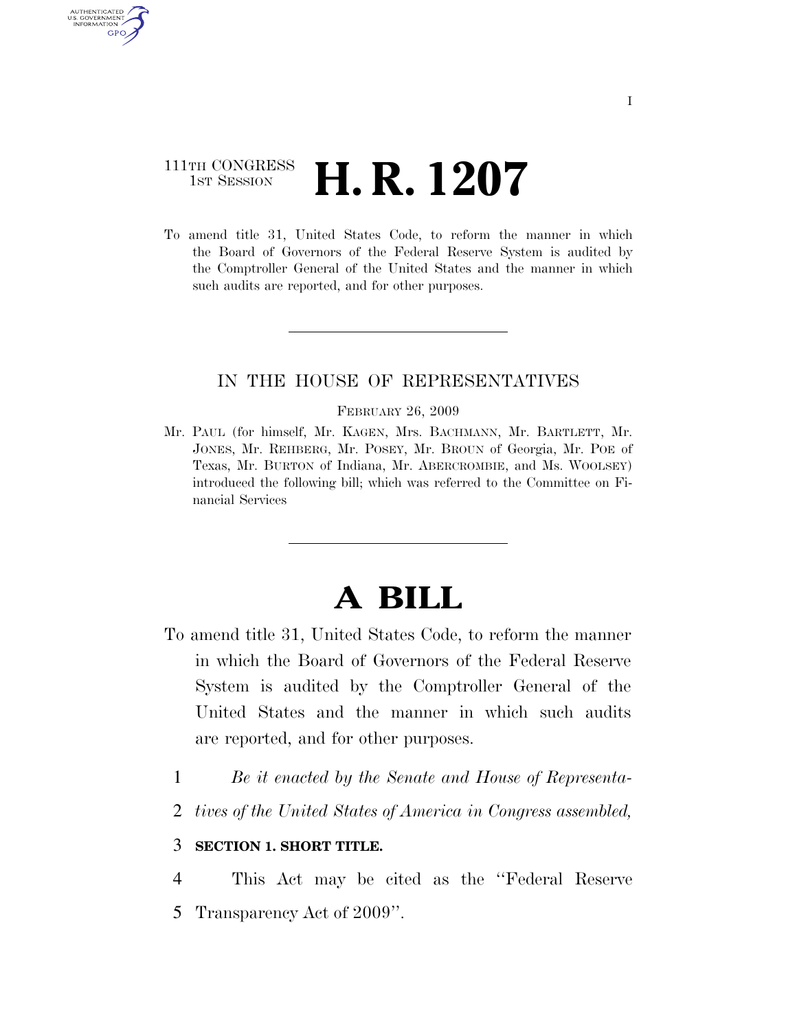111TH CONGRESS
1ST SESSION

# H. R. 1207

To amend title 31, United States Code, to reform the manner in which the Board of Governors of the Federal Reserve System is audited by the Comptroller General of the United States and the manner in which such audits are reported, and for other purposes.

IN THE HOUSE OF REPRESENTATIVES

FEBRUARY 26, 2009

Mr. PAUL (for himself, Mr. KAGEN, Mrs. BACHMANN, Mr. BARTLETT, Mr. JONES, Mr. REHBERG, Mr. POSEY, Mr. BROUN of Georgia, Mr. POE of Texas, Mr. BURTON of Indiana, Mr. ABERCROMBIE, and Ms. WOOLSEY) introduced the following bill; which was referred to the Committee on Financial Services

# A BILL

To amend title 31, United States Code, to reform the manner in which the Board of Governors of the Federal Reserve System is audited by the Comptroller General of the United States and the manner in which such audits are reported, and for other purposes.

1 *Be it enacted by the Senate and House of Representa-*
2 *tives of the United States of America in Congress assembled,*

3 **SECTION 1. SHORT TITLE.**

4 This Act may be cited as the ''Federal Reserve
5 Transparency Act of 2009''.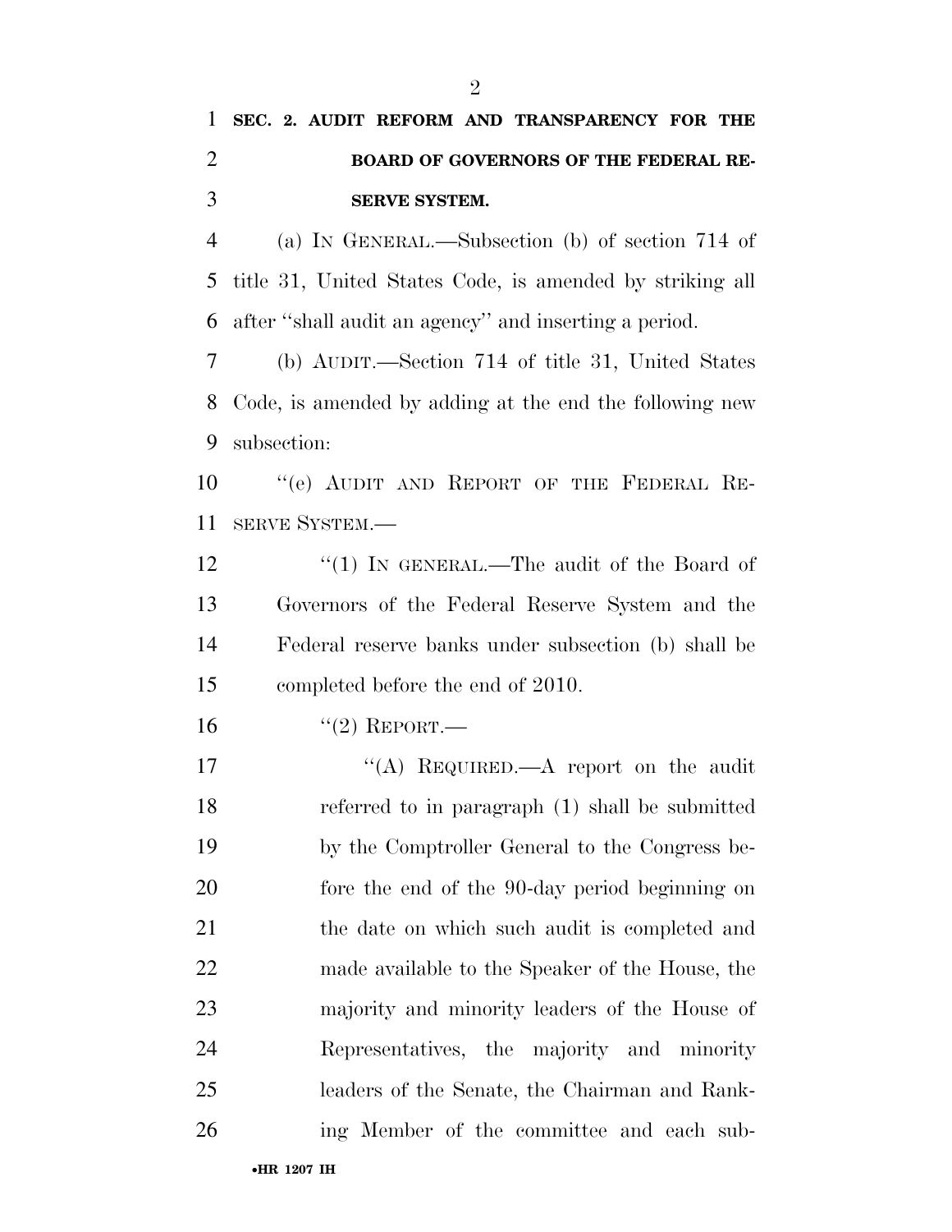**SEC. 2. AUDIT REFORM AND TRANSPARENCY FOR THE BOARD OF GOVERNORS OF THE FEDERAL RESERVE SYSTEM.**

(a) IN GENERAL.—Subsection (b) of section 714 of title 31, United States Code, is amended by striking all after "shall audit an agency" and inserting a period.

(b) AUDIT.—Section 714 of title 31, United States Code, is amended by adding at the end the following new subsection:

"(e) AUDIT AND REPORT OF THE FEDERAL RESERVE SYSTEM.—

"(1) IN GENERAL.—The audit of the Board of Governors of the Federal Reserve System and the Federal reserve banks under subsection (b) shall be completed before the end of 2010.

"(2) REPORT.—

"(A) REQUIRED.—A report on the audit referred to in paragraph (1) shall be submitted by the Comptroller General to the Congress before the end of the 90-day period beginning on the date on which such audit is completed and made available to the Speaker of the House, the majority and minority leaders of the House of Representatives, the majority and minority leaders of the Senate, the Chairman and Ranking Member of the committee and each sub-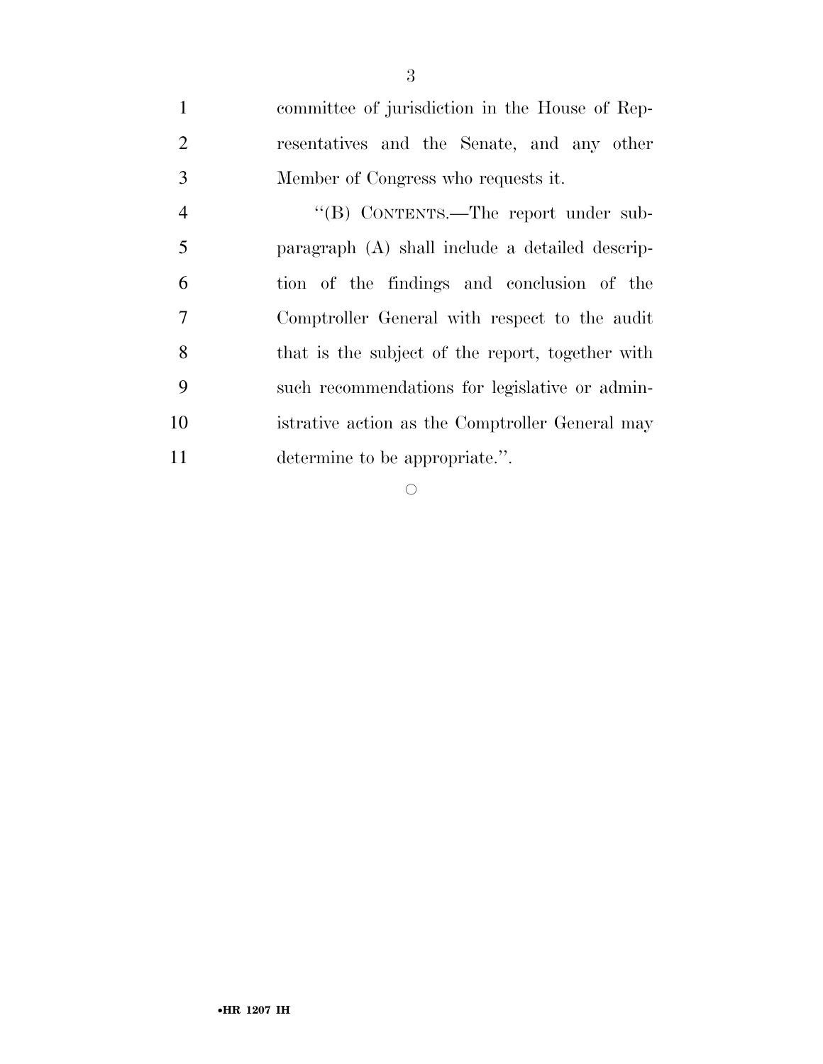committee of jurisdiction in the House of Representatives and the Senate, and any other Member of Congress who requests it.

"(B) CONTENTS.—The report under subparagraph (A) shall include a detailed description of the findings and conclusion of the Comptroller General with respect to the audit that is the subject of the report, together with such recommendations for legislative or administrative action as the Comptroller General may determine to be appropriate.".